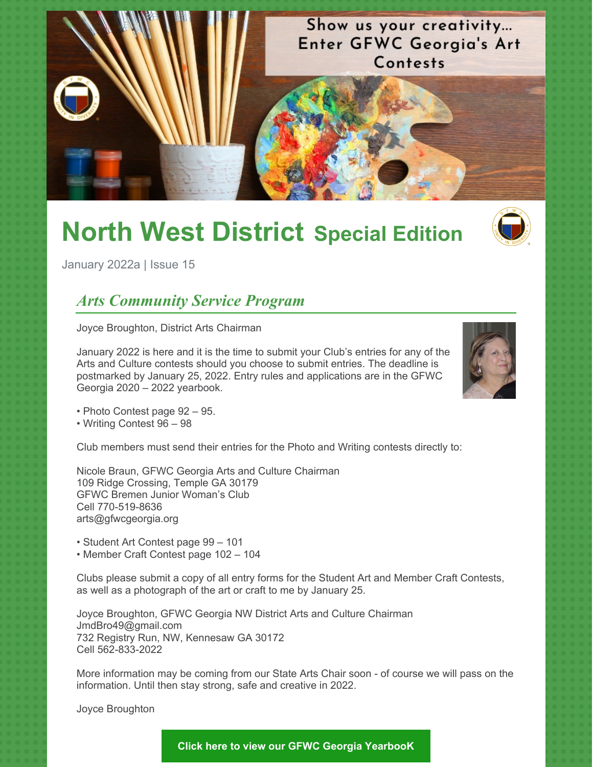Show us your creativity... Enter GFWC Georgia's Art Contests

# North West District Special Edition

January 2022a | Issue 15

## *Arts Community Service Program*

Joyce Broughton, District Arts Chairman

January 2022 is here and it is the time to submit your Club's entries for any of the Arts and Culture contests should you choose to submit entries. The deadline is postmarked by January 25, 2022. Entry rules and applications are in the GFWC Georgia 2020 – 2022 yearbook.

- Photo Contest page 92 – 95.
- Writing Contest 96 – 98

Club members must send their entries for the Photo and Writing contests directly to:

Nicole Braun, GFWC Georgia Arts and Culture Chairman
109 Ridge Crossing, Temple GA 30179
GFWC Bremen Junior Woman's Club
Cell 770-519-8636
arts@gfwcgeorgia.org

- Student Art Contest page 99 – 101
- Member Craft Contest page 102 – 104

Clubs please submit a copy of all entry forms for the Student Art and Member Craft Contests, as well as a photograph of the art or craft to me by January 25.

Joyce Broughton, GFWC Georgia NW District Arts and Culture Chairman
JmdBro49@gmail.com
732 Registry Run, NW, Kennesaw GA 30172
Cell 562-833-2022

More information may be coming from our State Arts Chair soon - of course we will pass on the information. Until then stay strong, safe and creative in 2022.

Joyce Broughton

**Click here to view our GFWC Georgia YearbooK**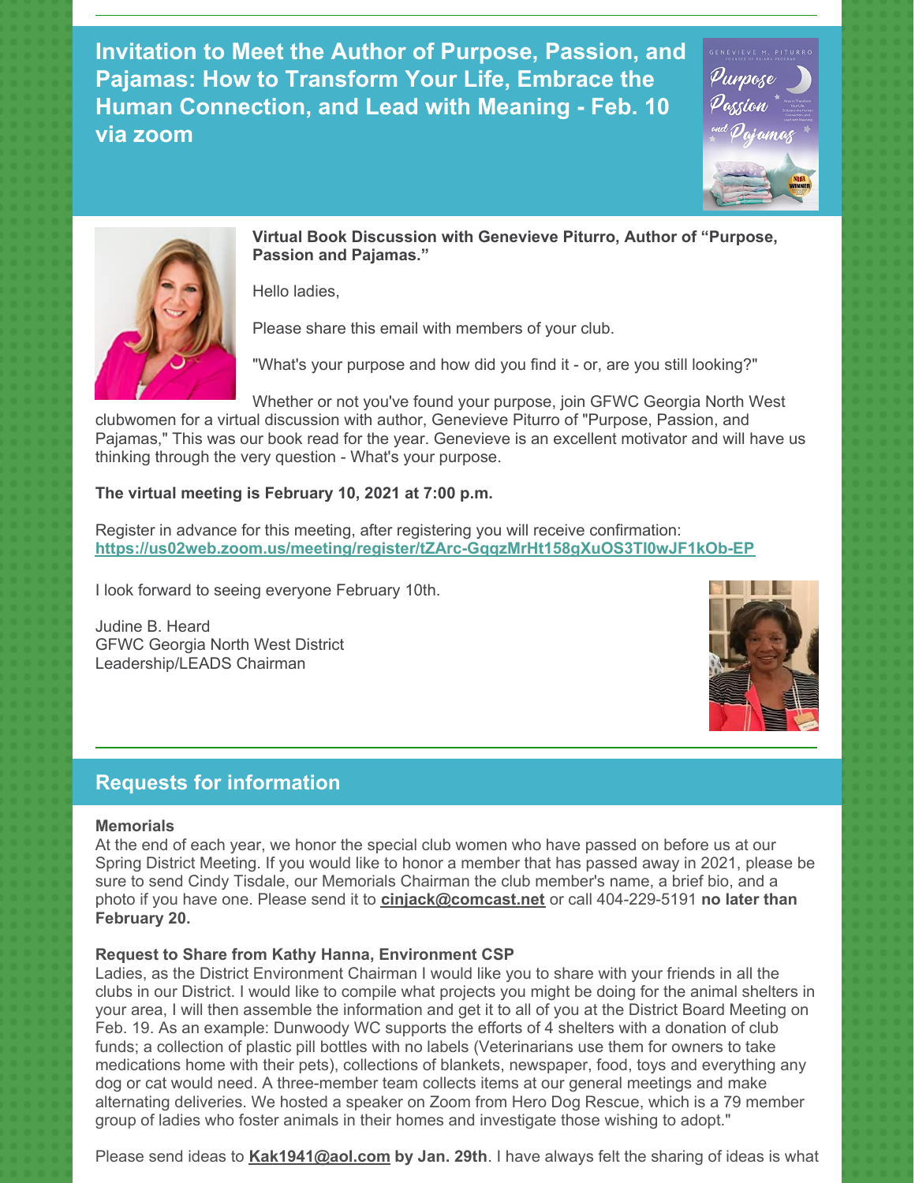## Invitation to Meet the Author of Purpose, Passion, and Pajamas: How to Transform Your Life, Embrace the Human Connection, and Lead with Meaning - Feb. 10 via zoom

**Virtual Book Discussion with Genevieve Piturro, Author of "Purpose, Passion and Pajamas."**

Hello ladies,

Please share this email with members of your club.

"What's your purpose and how did you find it - or, are you still looking?"

Whether or not you've found your purpose, join GFWC Georgia North West clubwomen for a virtual discussion with author, Genevieve Piturro of "Purpose, Passion, and Pajamas," This was our book read for the year. Genevieve is an excellent motivator and will have us thinking through the very question - What's your purpose.

**The virtual meeting is February 10, 2021 at 7:00 p.m.**

Register in advance for this meeting, after registering you will receive confirmation:
**https://us02web.zoom.us/meeting/register/tZArc-GqqzMrHt158gXuOS3Tl0wJF1kOb-EP**

I look forward to seeing everyone February 10th.

Judine B. Heard
GFWC Georgia North West District
Leadership/LEADS Chairman

## Requests for information

**Memorials**
At the end of each year, we honor the special club women who have passed on before us at our Spring District Meeting. If you would like to honor a member that has passed away in 2021, please be sure to send Cindy Tisdale, our Memorials Chairman the club member's name, a brief bio, and a photo if you have one. Please send it to **cinjack@comcast.net** or call 404-229-5191 **no later than February 20.**

**Request to Share from Kathy Hanna, Environment CSP**
Ladies, as the District Environment Chairman I would like you to share with your friends in all the clubs in our District. I would like to compile what projects you might be doing for the animal shelters in your area, I will then assemble the information and get it to all of you at the District Board Meeting on Feb. 19. As an example: Dunwoody WC supports the efforts of 4 shelters with a donation of club funds; a collection of plastic pill bottles with no labels (Veterinarians use them for owners to take medications home with their pets), collections of blankets, newspaper, food, toys and everything any dog or cat would need. A three-member team collects items at our general meetings and make alternating deliveries. We hosted a speaker on Zoom from Hero Dog Rescue, which is a 79 member group of ladies who foster animals in their homes and investigate those wishing to adopt."

Please send ideas to **Kak1941@aol.com by Jan. 29th**. I have always felt the sharing of ideas is what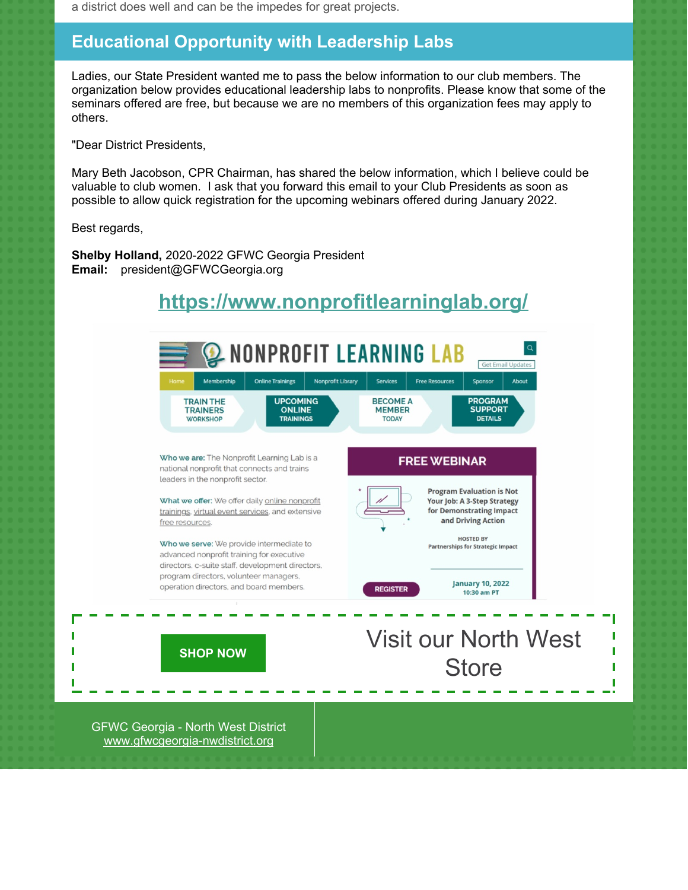a district does well and can be the impedes for great projects.

## Educational Opportunity with Leadership Labs

Ladies, our State President wanted me to pass the below information to our club members. The organization below provides educational leadership labs to nonprofits. Please know that some of the seminars offered are free, but because we are no members of this organization fees may apply to others.

"Dear District Presidents,

Mary Beth Jacobson, CPR Chairman, has shared the below information, which I believe could be valuable to club women. I ask that you forward this email to your Club Presidents as soon as possible to allow quick registration for the upcoming webinars offered during January 2022.

Best regards,

**Shelby Holland,** 2020-2022 GFWC Georgia President
**Email:** president@GFWCGeorgia.org

## https://www.nonprofitlearninglab.org/

NONPROFIT LEARNING LAB

Get Email Updates

Home | Membership | Online Trainings | Nonprofit Library | Services | Free Resources | Sponsor | About

TRAIN THE TRAINERS WORKSHOP

UPCOMING ONLINE TRAININGS

BECOME A MEMBER TODAY

PROGRAM SUPPORT DETAILS

Who we are: The Nonprofit Learning Lab is a national nonprofit that connects and trains leaders in the nonprofit sector.

What we offer: We offer daily online nonprofit trainings, virtual event services, and extensive free resources.

Who we serve: We provide intermediate to advanced nonprofit training for executive directors, c-suite staff, development directors, program directors, volunteer managers, operation directors, and board members.

FREE WEBINAR

Program Evaluation is Not Your Job: A 3-Step Strategy for Demonstrating Impact and Driving Action

HOSTED BY
Partnerships for Strategic Impact

REGISTER

January 10, 2022
10:30 am PT

SHOP NOW

Visit our North West Store

GFWC Georgia - North West District
www.gfwcgeorgia-nwdistrict.org